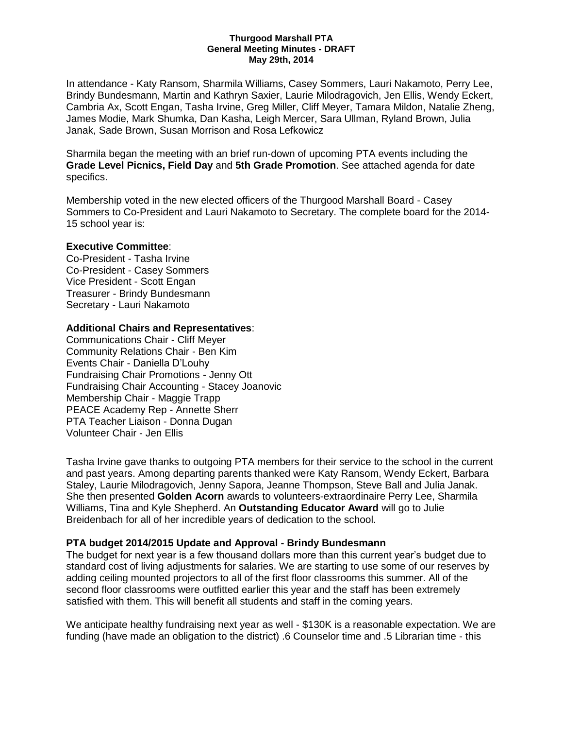**Thurgood Marshall PTA**
**General Meeting Minutes - DRAFT**
**May 29th, 2014**

In attendance - Katy Ransom, Sharmila Williams, Casey Sommers, Lauri Nakamoto, Perry Lee, Brindy Bundesmann, Martin and Kathryn Saxier, Laurie Milodragovich, Jen Ellis, Wendy Eckert, Cambria Ax, Scott Engan, Tasha Irvine, Greg Miller, Cliff Meyer, Tamara Mildon, Natalie Zheng, James Modie, Mark Shumka, Dan Kasha, Leigh Mercer, Sara Ullman, Ryland Brown, Julia Janak, Sade Brown, Susan Morrison and Rosa Lefkowicz

Sharmila began the meeting with an brief run-down of upcoming PTA events including the **Grade Level Picnics, Field Day** and **5th Grade Promotion**. See attached agenda for date specifics.

Membership voted in the new elected officers of the Thurgood Marshall Board - Casey Sommers to Co-President and Lauri Nakamoto to Secretary. The complete board for the 2014-15 school year is:

**Executive Committee**:
Co-President - Tasha Irvine
Co-President - Casey Sommers
Vice President - Scott Engan
Treasurer - Brindy Bundesmann
Secretary - Lauri Nakamoto

**Additional Chairs and Representatives**:
Communications Chair - Cliff Meyer
Community Relations Chair - Ben Kim
Events Chair - Daniella D'Louhy
Fundraising Chair Promotions - Jenny Ott
Fundraising Chair Accounting - Stacey Joanovic
Membership Chair - Maggie Trapp
PEACE Academy Rep - Annette Sherr
PTA Teacher Liaison - Donna Dugan
Volunteer Chair - Jen Ellis

Tasha Irvine gave thanks to outgoing PTA members for their service to the school in the current and past years. Among departing parents thanked were Katy Ransom, Wendy Eckert, Barbara Staley, Laurie Milodragovich, Jenny Sapora, Jeanne Thompson, Steve Ball and Julia Janak. She then presented **Golden Acorn** awards to volunteers-extraordinaire Perry Lee, Sharmila Williams, Tina and Kyle Shepherd. An **Outstanding Educator Award** will go to Julie Breidenbach for all of her incredible years of dedication to the school.

**PTA budget 2014/2015 Update and Approval - Brindy Bundesmann**
The budget for next year is a few thousand dollars more than this current year's budget due to standard cost of living adjustments for salaries. We are starting to use some of our reserves by adding ceiling mounted projectors to all of the first floor classrooms this summer. All of the second floor classrooms were outfitted earlier this year and the staff has been extremely satisfied with them. This will benefit all students and staff in the coming years.

We anticipate healthy fundraising next year as well - $130K is a reasonable expectation. We are funding (have made an obligation to the district) .6 Counselor time and .5 Librarian time - this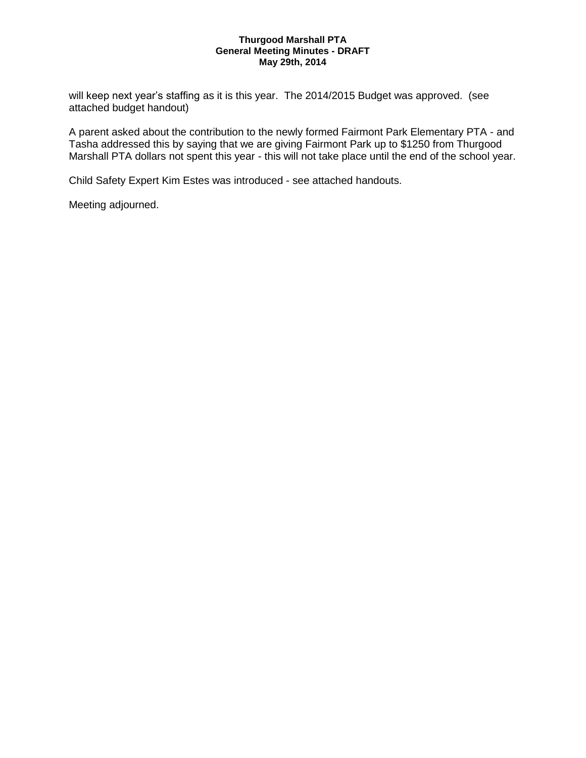will keep next year's staffing as it is this year. The 2014/2015 Budget was approved. (see attached budget handout)

A parent asked about the contribution to the newly formed Fairmont Park Elementary PTA - and Tasha addressed this by saying that we are giving Fairmont Park up to $1250 from Thurgood Marshall PTA dollars not spent this year - this will not take place until the end of the school year.

Child Safety Expert Kim Estes was introduced - see attached handouts.

Meeting adjourned.